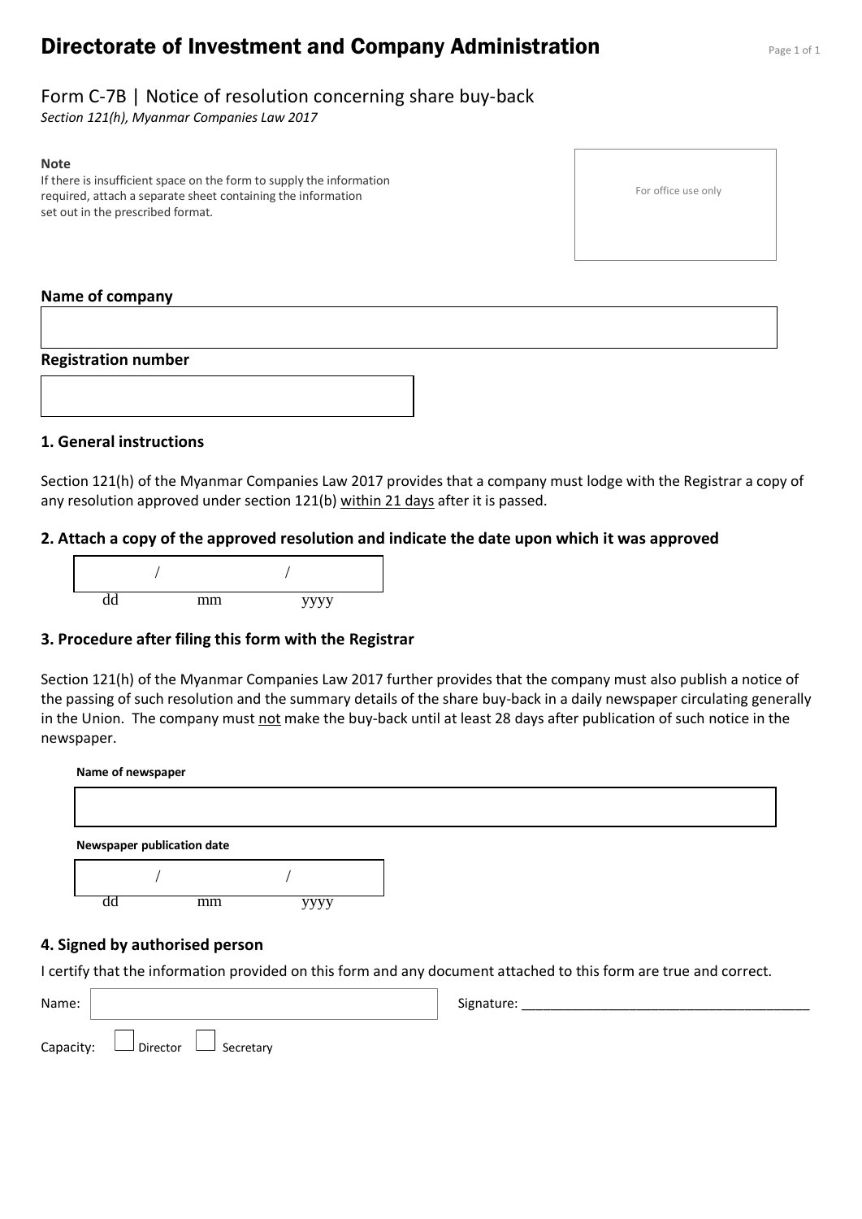# Directorate of Investment and Company Administration

## Form C-7B | Notice of resolution concerning share buy-back

*Section 121(h), Myanmar Companies Law 2017*

**Note**

If there is insufficient space on the form to supply the information required, attach a separate sheet containing the information set out in the prescribed format.

For office use only

**Name of company**

**Registration number**

### 1. General instructions

Section 121(h) of the Myanmar Companies Law 2017 provides that a company must lodge with the Registrar a copy of any resolution approved under section 121(b) within 21 days after it is passed.

### 2. Attach a copy of the approved resolution and indicate the date upon which it was approved

/ /

dd mm yyyy

### 3. Procedure after filing this form with the Registrar

Section 121(h) of the Myanmar Companies Law 2017 further provides that the company must also publish a notice of the passing of such resolution and the summary details of the share buy-back in a daily newspaper circulating generally in the Union. The company must not make the buy-back until at least 28 days after publication of such notice in the newspaper.

**Name of newspaper**

**Newspaper publication date**

/ /

dd mm yyyy

### 4. Signed by authorised person

I certify that the information provided on this form and any document attached to this form are true and correct.

Name: Signature: ______________________________________

Capacity: ☐ Director ☐ Secretary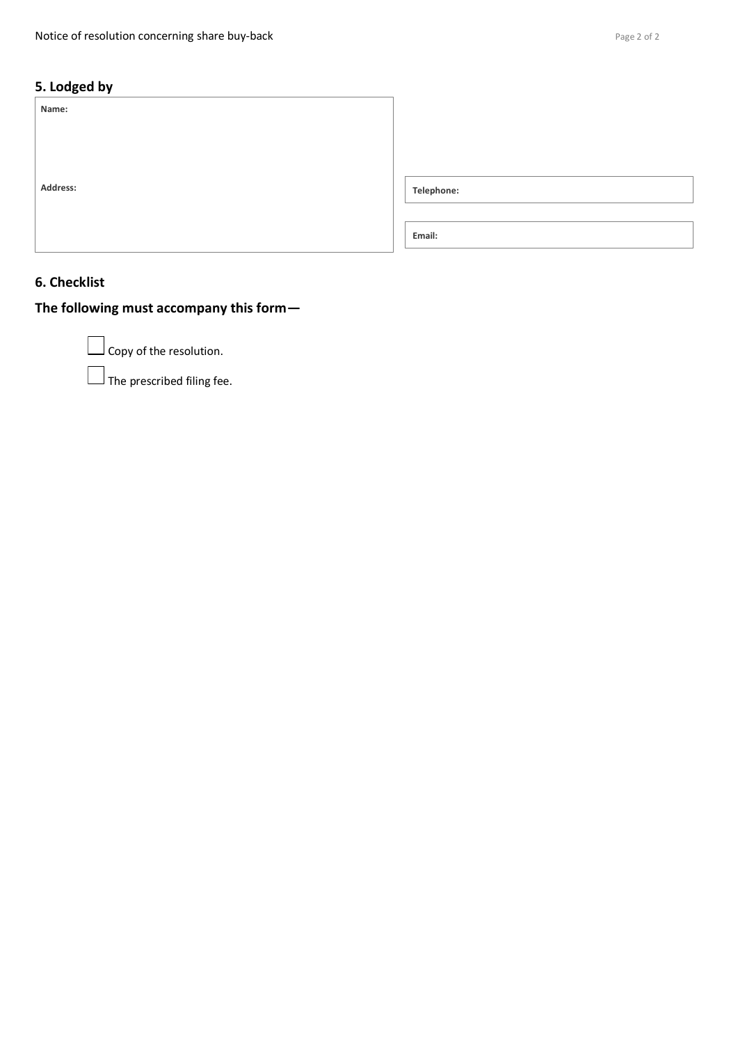## 5. Lodged by

Name:

Address:

Telephone:

Email:

## 6. Checklist

## The following must accompany this form—

☐ Copy of the resolution.

☐ The prescribed filing fee.